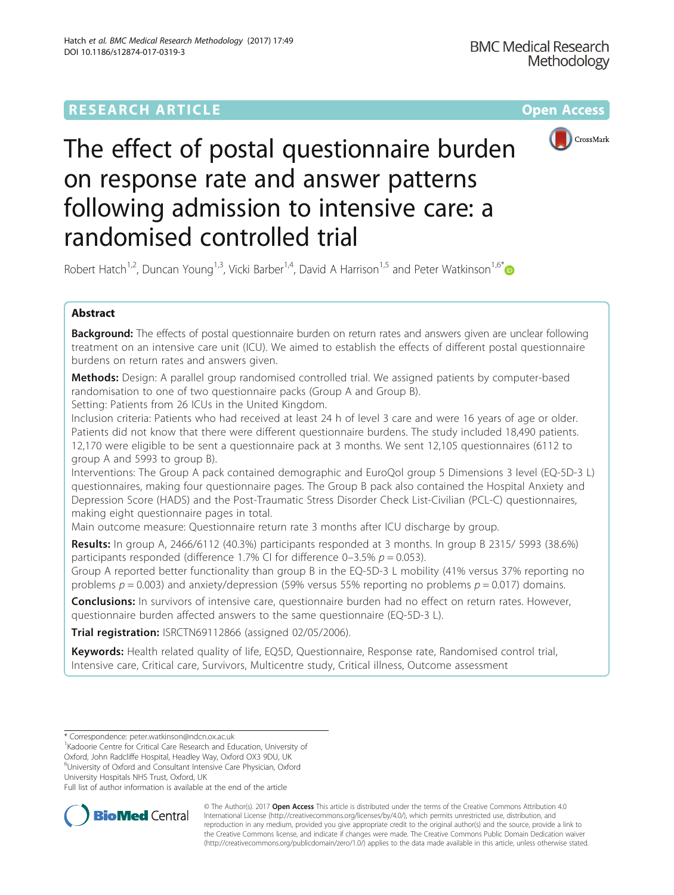RESEARCH ARTICLE

Open Access

# The effect of postal questionnaire burden on response rate and answer patterns following admission to intensive care: a randomised controlled trial

Robert Hatch[1,2], Duncan Young[1,3], Vicki Barber[1,4], David A Harrison[1,5] and Peter Watkinson[1,6*]

## Abstract

**Background:** The effects of postal questionnaire burden on return rates and answers given are unclear following treatment on an intensive care unit (ICU). We aimed to establish the effects of different postal questionnaire burdens on return rates and answers given.

**Methods:** Design: A parallel group randomised controlled trial. We assigned patients by computer-based randomisation to one of two questionnaire packs (Group A and Group B).

Setting: Patients from 26 ICUs in the United Kingdom.

Inclusion criteria: Patients who had received at least 24 h of level 3 care and were 16 years of age or older. Patients did not know that there were different questionnaire burdens. The study included 18,490 patients. 12,170 were eligible to be sent a questionnaire pack at 3 months. We sent 12,105 questionnaires (6112 to group A and 5993 to group B).

Interventions: The Group A pack contained demographic and EuroQol group 5 Dimensions 3 level (EQ-5D-3 L) questionnaires, making four questionnaire pages. The Group B pack also contained the Hospital Anxiety and Depression Score (HADS) and the Post-Traumatic Stress Disorder Check List-Civilian (PCL-C) questionnaires, making eight questionnaire pages in total.

Main outcome measure: Questionnaire return rate 3 months after ICU discharge by group.

**Results:** In group A, 2466/6112 (40.3%) participants responded at 3 months. In group B 2315/ 5993 (38.6%) participants responded (difference 1.7% CI for difference 0–3.5% $p = 0.053$).

Group A reported better functionality than group B in the EQ-5D-3 L mobility (41% versus 37% reporting no problems $p = 0.003$) and anxiety/depression (59% versus 55% reporting no problems $p = 0.017$) domains.

**Conclusions:** In survivors of intensive care, questionnaire burden had no effect on return rates. However, questionnaire burden affected answers to the same questionnaire (EQ-5D-3 L).

**Trial registration:** ISRCTN69112866 (assigned 02/05/2006).

**Keywords:** Health related quality of life, EQ5D, Questionnaire, Response rate, Randomised control trial, Intensive care, Critical care, Survivors, Multicentre study, Critical illness, Outcome assessment

---

\* Correspondence: peter.watkinson@ndcn.ox.ac.uk

[1]Kadoorie Centre for Critical Care Research and Education, University of Oxford, John Radcliffe Hospital, Headley Way, Oxford OX3 9DU, UK

[6]University of Oxford and Consultant Intensive Care Physician, Oxford University Hospitals NHS Trust, Oxford, UK

Full list of author information is available at the end of the article

© The Author(s). 2017 **Open Access** This article is distributed under the terms of the Creative Commons Attribution 4.0 International License (http://creativecommons.org/licenses/by/4.0/), which permits unrestricted use, distribution, and reproduction in any medium, provided you give appropriate credit to the original author(s) and the source, provide a link to the Creative Commons license, and indicate if changes were made. The Creative Commons Public Domain Dedication waiver (http://creativecommons.org/publicdomain/zero/1.0/) applies to the data made available in this article, unless otherwise stated.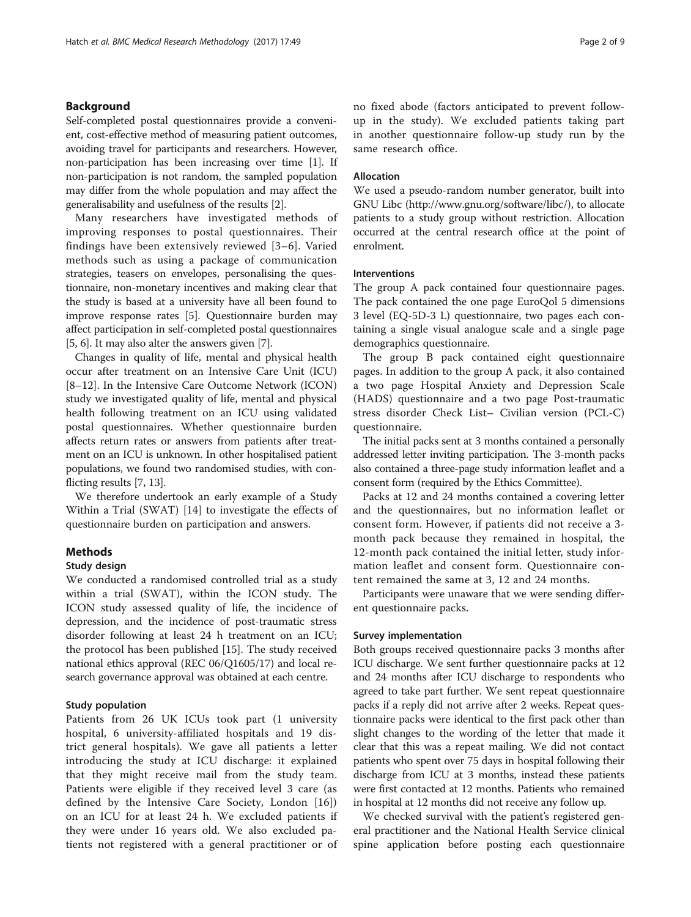## Background

Self-completed postal questionnaires provide a convenient, cost-effective method of measuring patient outcomes, avoiding travel for participants and researchers. However, non-participation has been increasing over time [1]. If non-participation is not random, the sampled population may differ from the whole population and may affect the generalisability and usefulness of the results [2].

Many researchers have investigated methods of improving responses to postal questionnaires. Their findings have been extensively reviewed [3–6]. Varied methods such as using a package of communication strategies, teasers on envelopes, personalising the questionnaire, non-monetary incentives and making clear that the study is based at a university have all been found to improve response rates [5]. Questionnaire burden may affect participation in self-completed postal questionnaires [5, 6]. It may also alter the answers given [7].

Changes in quality of life, mental and physical health occur after treatment on an Intensive Care Unit (ICU) [8–12]. In the Intensive Care Outcome Network (ICON) study we investigated quality of life, mental and physical health following treatment on an ICU using validated postal questionnaires. Whether questionnaire burden affects return rates or answers from patients after treatment on an ICU is unknown. In other hospitalised patient populations, we found two randomised studies, with conflicting results [7, 13].

We therefore undertook an early example of a Study Within a Trial (SWAT) [14] to investigate the effects of questionnaire burden on participation and answers.

## Methods

### Study design

We conducted a randomised controlled trial as a study within a trial (SWAT), within the ICON study. The ICON study assessed quality of life, the incidence of depression, and the incidence of post-traumatic stress disorder following at least 24 h treatment on an ICU; the protocol has been published [15]. The study received national ethics approval (REC 06/Q1605/17) and local research governance approval was obtained at each centre.

### Study population

Patients from 26 UK ICUs took part (1 university hospital, 6 university-affiliated hospitals and 19 district general hospitals). We gave all patients a letter introducing the study at ICU discharge: it explained that they might receive mail from the study team. Patients were eligible if they received level 3 care (as defined by the Intensive Care Society, London [16]) on an ICU for at least 24 h. We excluded patients if they were under 16 years old. We also excluded patients not registered with a general practitioner or of no fixed abode (factors anticipated to prevent follow-up in the study). We excluded patients taking part in another questionnaire follow-up study run by the same research office.

### Allocation

We used a pseudo-random number generator, built into GNU Libc (http://www.gnu.org/software/libc/), to allocate patients to a study group without restriction. Allocation occurred at the central research office at the point of enrolment.

### Interventions

The group A pack contained four questionnaire pages. The pack contained the one page EuroQol 5 dimensions 3 level (EQ-5D-3 L) questionnaire, two pages each containing a single visual analogue scale and a single page demographics questionnaire.

The group B pack contained eight questionnaire pages. In addition to the group A pack, it also contained a two page Hospital Anxiety and Depression Scale (HADS) questionnaire and a two page Post-traumatic stress disorder Check List– Civilian version (PCL-C) questionnaire.

The initial packs sent at 3 months contained a personally addressed letter inviting participation. The 3-month packs also contained a three-page study information leaflet and a consent form (required by the Ethics Committee).

Packs at 12 and 24 months contained a covering letter and the questionnaires, but no information leaflet or consent form. However, if patients did not receive a 3-month pack because they remained in hospital, the 12-month pack contained the initial letter, study information leaflet and consent form. Questionnaire content remained the same at 3, 12 and 24 months.

Participants were unaware that we were sending different questionnaire packs.

### Survey implementation

Both groups received questionnaire packs 3 months after ICU discharge. We sent further questionnaire packs at 12 and 24 months after ICU discharge to respondents who agreed to take part further. We sent repeat questionnaire packs if a reply did not arrive after 2 weeks. Repeat questionnaire packs were identical to the first pack other than slight changes to the wording of the letter that made it clear that this was a repeat mailing. We did not contact patients who spent over 75 days in hospital following their discharge from ICU at 3 months, instead these patients were first contacted at 12 months. Patients who remained in hospital at 12 months did not receive any follow up.

We checked survival with the patient's registered general practitioner and the National Health Service clinical spine application before posting each questionnaire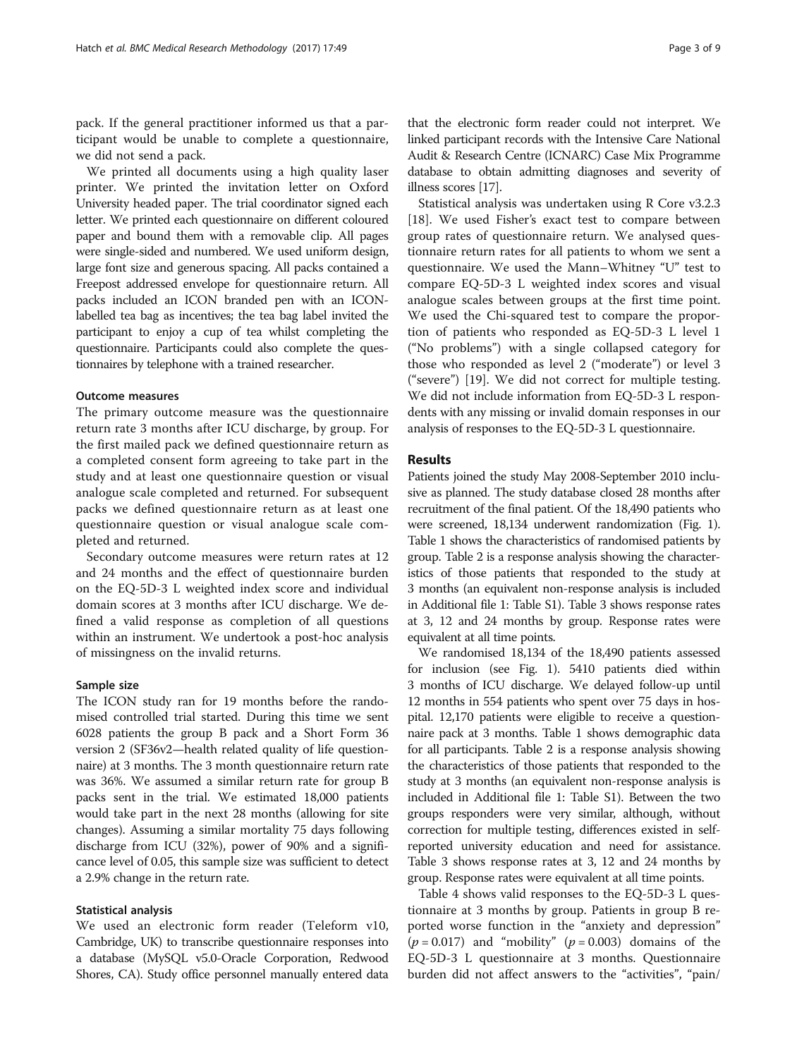pack. If the general practitioner informed us that a participant would be unable to complete a questionnaire, we did not send a pack.

We printed all documents using a high quality laser printer. We printed the invitation letter on Oxford University headed paper. The trial coordinator signed each letter. We printed each questionnaire on different coloured paper and bound them with a removable clip. All pages were single-sided and numbered. We used uniform design, large font size and generous spacing. All packs contained a Freepost addressed envelope for questionnaire return. All packs included an ICON branded pen with an ICON-labelled tea bag as incentives; the tea bag label invited the participant to enjoy a cup of tea whilst completing the questionnaire. Participants could also complete the questionnaires by telephone with a trained researcher.

### Outcome measures

The primary outcome measure was the questionnaire return rate 3 months after ICU discharge, by group. For the first mailed pack we defined questionnaire return as a completed consent form agreeing to take part in the study and at least one questionnaire question or visual analogue scale completed and returned. For subsequent packs we defined questionnaire return as at least one questionnaire question or visual analogue scale completed and returned.

Secondary outcome measures were return rates at 12 and 24 months and the effect of questionnaire burden on the EQ-5D-3 L weighted index score and individual domain scores at 3 months after ICU discharge. We defined a valid response as completion of all questions within an instrument. We undertook a post-hoc analysis of missingness on the invalid returns.

### Sample size

The ICON study ran for 19 months before the randomised controlled trial started. During this time we sent 6028 patients the group B pack and a Short Form 36 version 2 (SF36v2—health related quality of life questionnaire) at 3 months. The 3 month questionnaire return rate was 36%. We assumed a similar return rate for group B packs sent in the trial. We estimated 18,000 patients would take part in the next 28 months (allowing for site changes). Assuming a similar mortality 75 days following discharge from ICU (32%), power of 90% and a significance level of 0.05, this sample size was sufficient to detect a 2.9% change in the return rate.

### Statistical analysis

We used an electronic form reader (Teleform v10, Cambridge, UK) to transcribe questionnaire responses into a database (MySQL v5.0-Oracle Corporation, Redwood Shores, CA). Study office personnel manually entered data that the electronic form reader could not interpret. We linked participant records with the Intensive Care National Audit & Research Centre (ICNARC) Case Mix Programme database to obtain admitting diagnoses and severity of illness scores [17].

Statistical analysis was undertaken using R Core v3.2.3 [18]. We used Fisher's exact test to compare between group rates of questionnaire return. We analysed questionnaire return rates for all patients to whom we sent a questionnaire. We used the Mann–Whitney "U" test to compare EQ-5D-3 L weighted index scores and visual analogue scales between groups at the first time point. We used the Chi-squared test to compare the proportion of patients who responded as EQ-5D-3 L level 1 ("No problems") with a single collapsed category for those who responded as level 2 ("moderate") or level 3 ("severe") [19]. We did not correct for multiple testing. We did not include information from EQ-5D-3 L respondents with any missing or invalid domain responses in our analysis of responses to the EQ-5D-3 L questionnaire.

## Results

Patients joined the study May 2008-September 2010 inclusive as planned. The study database closed 28 months after recruitment of the final patient. Of the 18,490 patients who were screened, 18,134 underwent randomization (Fig. 1). Table 1 shows the characteristics of randomised patients by group. Table 2 is a response analysis showing the characteristics of those patients that responded to the study at 3 months (an equivalent non-response analysis is included in Additional file 1: Table S1). Table 3 shows response rates at 3, 12 and 24 months by group. Response rates were equivalent at all time points.

We randomised 18,134 of the 18,490 patients assessed for inclusion (see Fig. 1). 5410 patients died within 3 months of ICU discharge. We delayed follow-up until 12 months in 554 patients who spent over 75 days in hospital. 12,170 patients were eligible to receive a questionnaire pack at 3 months. Table 1 shows demographic data for all participants. Table 2 is a response analysis showing the characteristics of those patients that responded to the study at 3 months (an equivalent non-response analysis is included in Additional file 1: Table S1). Between the two groups responders were very similar, although, without correction for multiple testing, differences existed in self-reported university education and need for assistance. Table 3 shows response rates at 3, 12 and 24 months by group. Response rates were equivalent at all time points.

Table 4 shows valid responses to the EQ-5D-3 L questionnaire at 3 months by group. Patients in group B reported worse function in the "anxiety and depression" ($p = 0.017$) and "mobility" ($p = 0.003$) domains of the EQ-5D-3 L questionnaire at 3 months. Questionnaire burden did not affect answers to the "activities", "pain/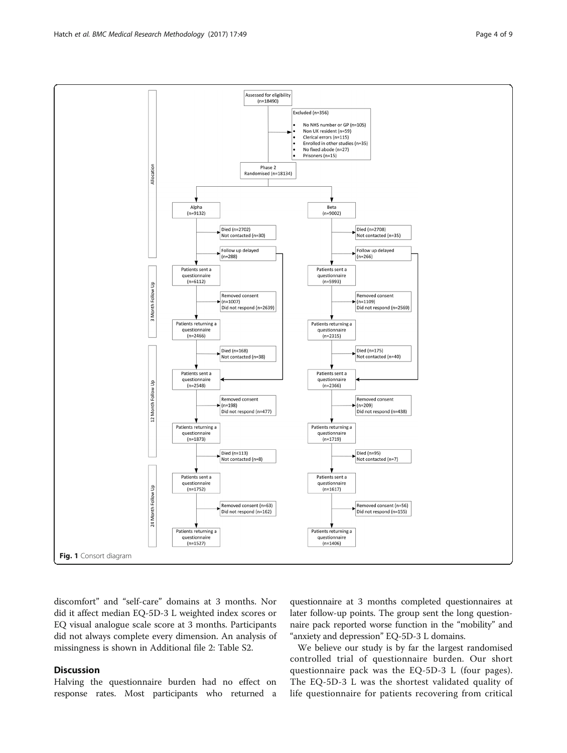Fig. 1 Consort diagram

discomfort" and "self-care" domains at 3 months. Nor did it affect median EQ-5D-3 L weighted index scores or EQ visual analogue scale score at 3 months. Participants did not always complete every dimension. An analysis of missingness is shown in Additional file 2: Table S2.

## Discussion

Halving the questionnaire burden had no effect on response rates. Most participants who returned a questionnaire at 3 months completed questionnaires at later follow-up points. The group sent the long questionnaire pack reported worse function in the "mobility" and "anxiety and depression" EQ-5D-3 L domains.

We believe our study is by far the largest randomised controlled trial of questionnaire burden. Our short questionnaire pack was the EQ-5D-3 L (four pages). The EQ-5D-3 L was the shortest validated quality of life questionnaire for patients recovering from critical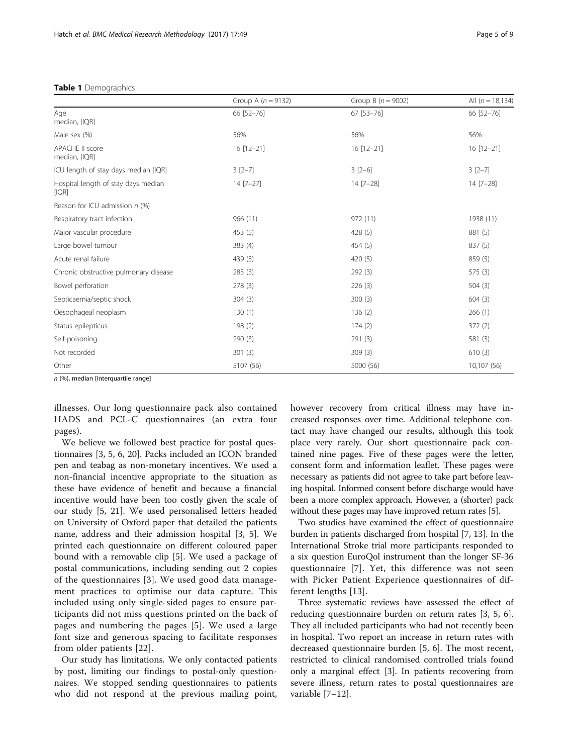**Table 1** Demographics

| | Group A (*n* = 9132) | Group B (*n* = 9002) | All (*n* = 18,134) |
|---|---|---|---|
| Age median, [IQR] | 66 [52–76] | 67 [53–76] | 66 [52–76] |
| Male sex (%) | 56% | 56% | 56% |
| APACHE II score median, [IQR] | 16 [12–21] | 16 [12–21] | 16 [12–21] |
| ICU length of stay days median [IQR] | 3 [2–7] | 3 [2–6] | 3 [2–7] |
| Hospital length of stay days median [IQR] | 14 [7–27] | 14 [7–28] | 14 [7–28] |
| Reason for ICU admission *n* (%) | | | |
| Respiratory tract infection | 966 (11) | 972 (11) | 1938 (11) |
| Major vascular procedure | 453 (5) | 428 (5) | 881 (5) |
| Large bowel tumour | 383 (4) | 454 (5) | 837 (5) |
| Acute renal failure | 439 (5) | 420 (5) | 859 (5) |
| Chronic obstructive pulmonary disease | 283 (3) | 292 (3) | 575 (3) |
| Bowel perforation | 278 (3) | 226 (3) | 504 (3) |
| Septicaemia/septic shock | 304 (3) | 300 (3) | 604 (3) |
| Oesophageal neoplasm | 130 (1) | 136 (2) | 266 (1) |
| Status epilepticus | 198 (2) | 174 (2) | 372 (2) |
| Self-poisoning | 290 (3) | 291 (3) | 581 (3) |
| Not recorded | 301 (3) | 309 (3) | 610 (3) |
| Other | 5107 (56) | 5000 (56) | 10,107 (56) |

*n* (%), median [interquartile range]

illnesses. Our long questionnaire pack also contained HADS and PCL-C questionnaires (an extra four pages).

We believe we followed best practice for postal questionnaires [3, 5, 6, 20]. Packs included an ICON branded pen and teabag as non-monetary incentives. We used a non-financial incentive appropriate to the situation as these have evidence of benefit and because a financial incentive would have been too costly given the scale of our study [5, 21]. We used personalised letters headed on University of Oxford paper that detailed the patients name, address and their admission hospital [3, 5]. We printed each questionnaire on different coloured paper bound with a removable clip [5]. We used a package of postal communications, including sending out 2 copies of the questionnaires [3]. We used good data management practices to optimise our data capture. This included using only single-sided pages to ensure participants did not miss questions printed on the back of pages and numbering the pages [5]. We used a large font size and generous spacing to facilitate responses from older patients [22].

Our study has limitations. We only contacted patients by post, limiting our findings to postal-only questionnaires. We stopped sending questionnaires to patients who did not respond at the previous mailing point, however recovery from critical illness may have increased responses over time. Additional telephone contact may have changed our results, although this took place very rarely. Our short questionnaire pack contained nine pages. Five of these pages were the letter, consent form and information leaflet. These pages were necessary as patients did not agree to take part before leaving hospital. Informed consent before discharge would have been a more complex approach. However, a (shorter) pack without these pages may have improved return rates [5].

Two studies have examined the effect of questionnaire burden in patients discharged from hospital [7, 13]. In the International Stroke trial more participants responded to a six question EuroQol instrument than the longer SF-36 questionnaire [7]. Yet, this difference was not seen with Picker Patient Experience questionnaires of different lengths [13].

Three systematic reviews have assessed the effect of reducing questionnaire burden on return rates [3, 5, 6]. They all included participants who had not recently been in hospital. Two report an increase in return rates with decreased questionnaire burden [5, 6]. The most recent, restricted to clinical randomised controlled trials found only a marginal effect [3]. In patients recovering from severe illness, return rates to postal questionnaires are variable [7–12].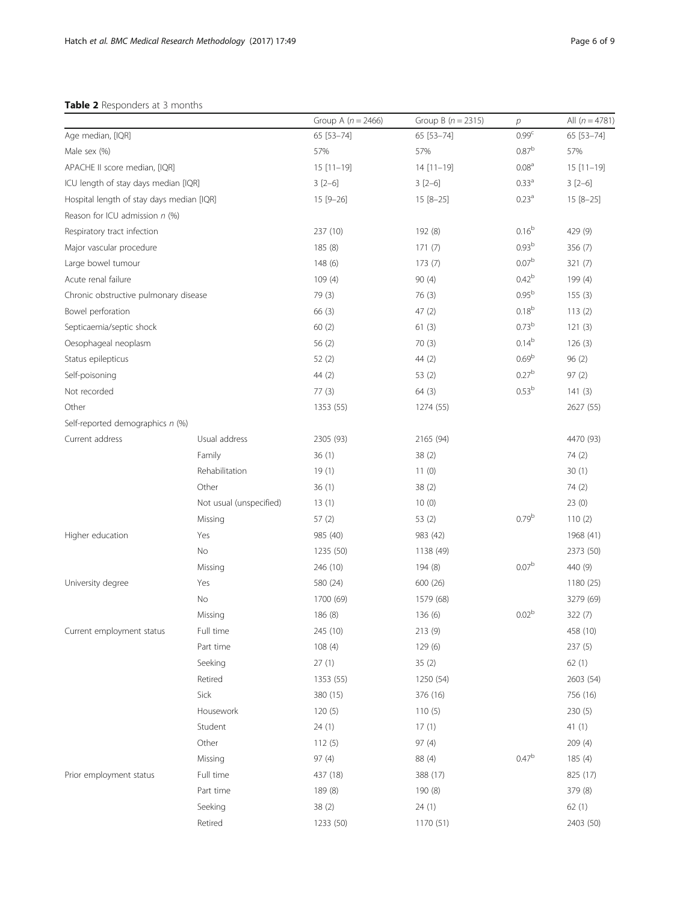**Table 2** Responders at 3 months

| | | Group A ($n = 2466$) | Group B ($n = 2315$) | $p$ | All ($n = 4781$) |
|---|---|---|---|---|---|
| Age median, [IQR] | | 65 [53–74] | 65 [53–74] | 0.99[c] | 65 [53–74] |
| Male sex (%) | | 57% | 57% | 0.87[b] | 57% |
| APACHE II score median, [IQR] | | 15 [11–19] | 14 [11–19] | 0.08[a] | 15 [11–19] |
| ICU length of stay days median [IQR] | | 3 [2–6] | 3 [2–6] | 0.33[a] | 3 [2–6] |
| Hospital length of stay days median [IQR] | | 15 [9–26] | 15 [8–25] | 0.23[a] | 15 [8–25] |
| Reason for ICU admission *n* (%) | | | | | |
| Respiratory tract infection | | 237 (10) | 192 (8) | 0.16[b] | 429 (9) |
| Major vascular procedure | | 185 (8) | 171 (7) | 0.93[b] | 356 (7) |
| Large bowel tumour | | 148 (6) | 173 (7) | 0.07[b] | 321 (7) |
| Acute renal failure | | 109 (4) | 90 (4) | 0.42[b] | 199 (4) |
| Chronic obstructive pulmonary disease | | 79 (3) | 76 (3) | 0.95[b] | 155 (3) |
| Bowel perforation | | 66 (3) | 47 (2) | 0.18[b] | 113 (2) |
| Septicaemia/septic shock | | 60 (2) | 61 (3) | 0.73[b] | 121 (3) |
| Oesophageal neoplasm | | 56 (2) | 70 (3) | 0.14[b] | 126 (3) |
| Status epilepticus | | 52 (2) | 44 (2) | 0.69[b] | 96 (2) |
| Self-poisoning | | 44 (2) | 53 (2) | 0.27[b] | 97 (2) |
| Not recorded | | 77 (3) | 64 (3) | 0.53[b] | 141 (3) |
| Other | | 1353 (55) | 1274 (55) | | 2627 (55) |
| Self-reported demographics *n* (%) | | | | | |
| Current address | Usual address | 2305 (93) | 2165 (94) | | 4470 (93) |
| | Family | 36 (1) | 38 (2) | | 74 (2) |
| | Rehabilitation | 19 (1) | 11 (0) | | 30 (1) |
| | Other | 36 (1) | 38 (2) | | 74 (2) |
| | Not usual (unspecified) | 13 (1) | 10 (0) | | 23 (0) |
| | Missing | 57 (2) | 53 (2) | 0.79[b] | 110 (2) |
| Higher education | Yes | 985 (40) | 983 (42) | | 1968 (41) |
| | No | 1235 (50) | 1138 (49) | | 2373 (50) |
| | Missing | 246 (10) | 194 (8) | 0.07[b] | 440 (9) |
| University degree | Yes | 580 (24) | 600 (26) | | 1180 (25) |
| | No | 1700 (69) | 1579 (68) | | 3279 (69) |
| | Missing | 186 (8) | 136 (6) | 0.02[b] | 322 (7) |
| Current employment status | Full time | 245 (10) | 213 (9) | | 458 (10) |
| | Part time | 108 (4) | 129 (6) | | 237 (5) |
| | Seeking | 27 (1) | 35 (2) | | 62 (1) |
| | Retired | 1353 (55) | 1250 (54) | | 2603 (54) |
| | Sick | 380 (15) | 376 (16) | | 756 (16) |
| | Housework | 120 (5) | 110 (5) | | 230 (5) |
| | Student | 24 (1) | 17 (1) | | 41 (1) |
| | Other | 112 (5) | 97 (4) | | 209 (4) |
| | Missing | 97 (4) | 88 (4) | 0.47[b] | 185 (4) |
| Prior employment status | Full time | 437 (18) | 388 (17) | | 825 (17) |
| | Part time | 189 (8) | 190 (8) | | 379 (8) |
| | Seeking | 38 (2) | 24 (1) | | 62 (1) |
| | Retired | 1233 (50) | 1170 (51) | | 2403 (50) |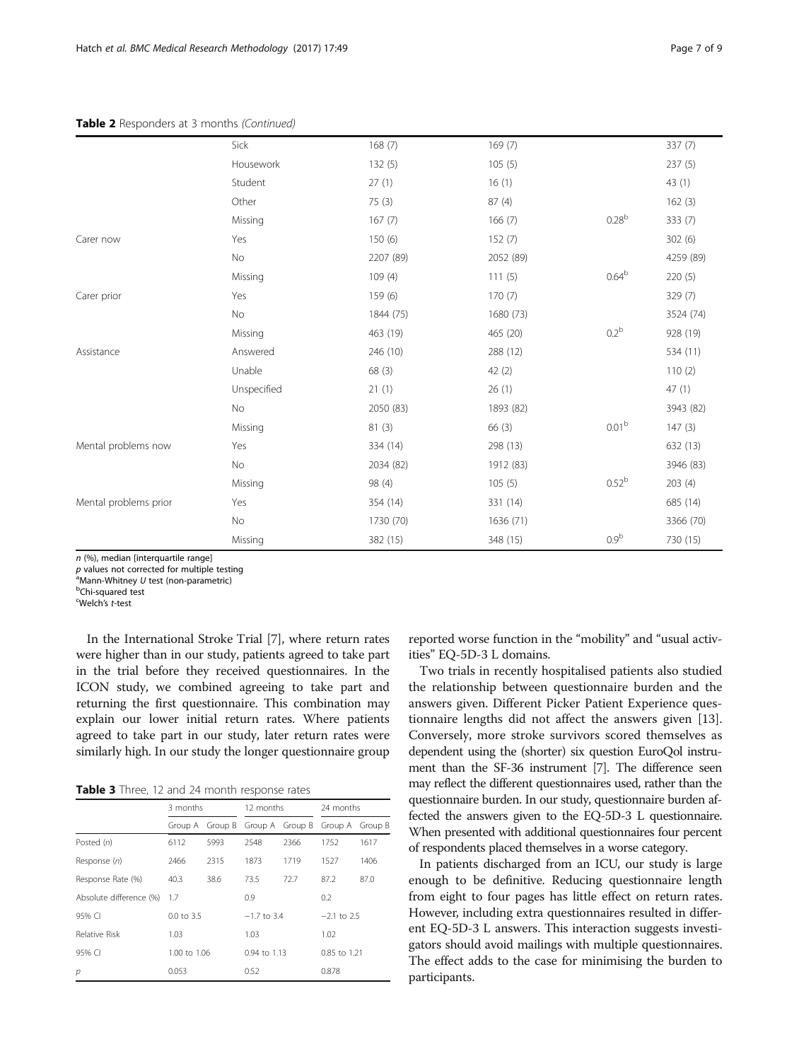**Table 2** Responders at 3 months *(Continued)*

| | | | | | |
|---|---|---|---|---|---|
| | Sick | 168 (7) | 169 (7) | | 337 (7) |
| | Housework | 132 (5) | 105 (5) | | 237 (5) |
| | Student | 27 (1) | 16 (1) | | 43 (1) |
| | Other | 75 (3) | 87 (4) | | 162 (3) |
| | Missing | 167 (7) | 166 (7) | 0.28[b] | 333 (7) |
| Carer now | Yes | 150 (6) | 152 (7) | | 302 (6) |
| | No | 2207 (89) | 2052 (89) | | 4259 (89) |
| | Missing | 109 (4) | 111 (5) | 0.64[b] | 220 (5) |
| Carer prior | Yes | 159 (6) | 170 (7) | | 329 (7) |
| | No | 1844 (75) | 1680 (73) | | 3524 (74) |
| | Missing | 463 (19) | 465 (20) | 0.2[b] | 928 (19) |
| Assistance | Answered | 246 (10) | 288 (12) | | 534 (11) |
| | Unable | 68 (3) | 42 (2) | | 110 (2) |
| | Unspecified | 21 (1) | 26 (1) | | 47 (1) |
| | No | 2050 (83) | 1893 (82) | | 3943 (82) |
| | Missing | 81 (3) | 66 (3) | 0.01[b] | 147 (3) |
| Mental problems now | Yes | 334 (14) | 298 (13) | | 632 (13) |
| | No | 2034 (82) | 1912 (83) | | 3946 (83) |
| | Missing | 98 (4) | 105 (5) | 0.52[b] | 203 (4) |
| Mental problems prior | Yes | 354 (14) | 331 (14) | | 685 (14) |
| | No | 1730 (70) | 1636 (71) | | 3366 (70) |
| | Missing | 382 (15) | 348 (15) | 0.9[b] | 730 (15) |

*n* (%), median [interquartile range]
*p* values not corrected for multiple testing
[a]Mann-Whitney *U* test (non-parametric)
[b]Chi-squared test
[c]Welch's *t*-test

In the International Stroke Trial [7], where return rates were higher than in our study, patients agreed to take part in the trial before they received questionnaires. In the ICON study, we combined agreeing to take part and returning the first questionnaire. This combination may explain our lower initial return rates. Where patients agreed to take part in our study, later return rates were similarly high. In our study the longer questionnaire group reported worse function in the "mobility" and "usual activities" EQ-5D-3 L domains.

**Table 3** Three, 12 and 24 month response rates

| | 3 months | | 12 months | | 24 months | |
|---|---|---|---|---|---|---|
| | Group A | Group B | Group A | Group B | Group A | Group B |
| Posted (*n*) | 6112 | 5993 | 2548 | 2366 | 1752 | 1617 |
| Response (*n*) | 2466 | 2315 | 1873 | 1719 | 1527 | 1406 |
| Response Rate (%) | 40.3 | 38.6 | 73.5 | 72.7 | 87.2 | 87.0 |
| Absolute difference (%) | 1.7 | | 0.9 | | 0.2 | |
| 95% CI | 0.0 to 3.5 | | −1.7 to 3.4 | | −2.1 to 2.5 | |
| Relative Risk | 1.03 | | 1.03 | | 1.02 | |
| 95% CI | 1.00 to 1.06 | | 0.94 to 1.13 | | 0.85 to 1.21 | |
| *p* | 0.053 | | 0.52 | | 0.878 | |

Two trials in recently hospitalised patients also studied the relationship between questionnaire burden and the answers given. Different Picker Patient Experience questionnaire lengths did not affect the answers given [13]. Conversely, more stroke survivors scored themselves as dependent using the (shorter) six question EuroQol instrument than the SF-36 instrument [7]. The difference seen may reflect the different questionnaires used, rather than the questionnaire burden. In our study, questionnaire burden affected the answers given to the EQ-5D-3 L questionnaire. When presented with additional questionnaires four percent of respondents placed themselves in a worse category.

In patients discharged from an ICU, our study is large enough to be definitive. Reducing questionnaire length from eight to four pages has little effect on return rates. However, including extra questionnaires resulted in different EQ-5D-3 L answers. This interaction suggests investigators should avoid mailings with multiple questionnaires. The effect adds to the case for minimising the burden to participants.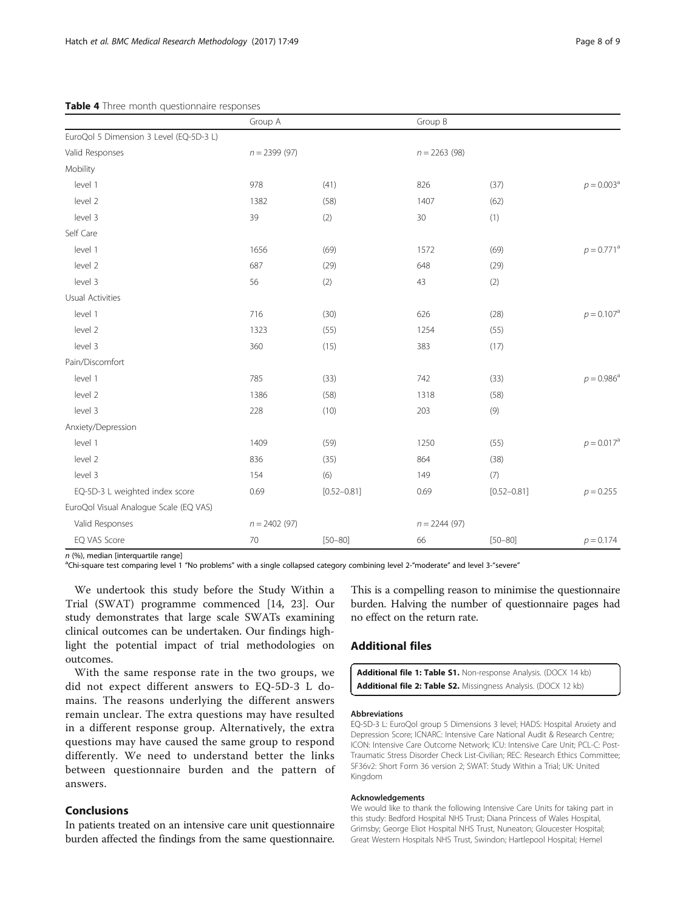**Table 4** Three month questionnaire responses

| | Group A | | Group B | | |
|---|---|---|---|---|---|
| EuroQol 5 Dimension 3 Level (EQ-5D-3 L) | | | | | |
| Valid Responses | $n = 2399$ (97) | | $n = 2263$ (98) | | |
| Mobility | | | | | |
| level 1 | 978 | (41) | 826 | (37) | $p = 0.003^{a}$ |
| level 2 | 1382 | (58) | 1407 | (62) | |
| level 3 | 39 | (2) | 30 | (1) | |
| Self Care | | | | | |
| level 1 | 1656 | (69) | 1572 | (69) | $p = 0.771^{a}$ |
| level 2 | 687 | (29) | 648 | (29) | |
| level 3 | 56 | (2) | 43 | (2) | |
| Usual Activities | | | | | |
| level 1 | 716 | (30) | 626 | (28) | $p = 0.107^{a}$ |
| level 2 | 1323 | (55) | 1254 | (55) | |
| level 3 | 360 | (15) | 383 | (17) | |
| Pain/Discomfort | | | | | |
| level 1 | 785 | (33) | 742 | (33) | $p = 0.986^{a}$ |
| level 2 | 1386 | (58) | 1318 | (58) | |
| level 3 | 228 | (10) | 203 | (9) | |
| Anxiety/Depression | | | | | |
| level 1 | 1409 | (59) | 1250 | (55) | $p = 0.017^{a}$ |
| level 2 | 836 | (35) | 864 | (38) | |
| level 3 | 154 | (6) | 149 | (7) | |
| EQ-5D-3 L weighted index score | 0.69 | [0.52–0.81] | 0.69 | [0.52–0.81] | $p = 0.255$ |
| EuroQol Visual Analogue Scale (EQ VAS) | | | | | |
| Valid Responses | $n = 2402$ (97) | | $n = 2244$ (97) | | |
| EQ VAS Score | 70 | [50–80] | 66 | [50–80] | $p = 0.174$ |

*n* (%), median [interquartile range]
[a]Chi-square test comparing level 1 "No problems" with a single collapsed category combining level 2-"moderate" and level 3-"severe"

We undertook this study before the Study Within a Trial (SWAT) programme commenced [14, 23]. Our study demonstrates that large scale SWATs examining clinical outcomes can be undertaken. Our findings highlight the potential impact of trial methodologies on outcomes.

With the same response rate in the two groups, we did not expect different answers to EQ-5D-3 L domains. The reasons underlying the different answers remain unclear. The extra questions may have resulted in a different response group. Alternatively, the extra questions may have caused the same group to respond differently. We need to understand better the links between questionnaire burden and the pattern of answers.

## Conclusions

In patients treated on an intensive care unit questionnaire burden affected the findings from the same questionnaire. This is a compelling reason to minimise the questionnaire burden. Halving the number of questionnaire pages had no effect on the return rate.

## Additional files

**Additional file 1: Table S1.** Non-response Analysis. (DOCX 14 kb)
**Additional file 2: Table S2.** Missingness Analysis. (DOCX 12 kb)

#### Abbreviations

EQ-5D-3 L: EuroQol group 5 Dimensions 3 level; HADS: Hospital Anxiety and Depression Score; ICNARC: Intensive Care National Audit & Research Centre; ICON: Intensive Care Outcome Network; ICU: Intensive Care Unit; PCL-C: Post-Traumatic Stress Disorder Check List-Civilian; REC: Research Ethics Committee; SF36v2: Short Form 36 version 2; SWAT: Study Within a Trial; UK: United Kingdom

#### Acknowledgements

We would like to thank the following Intensive Care Units for taking part in this study: Bedford Hospital NHS Trust; Diana Princess of Wales Hospital, Grimsby; George Eliot Hospital NHS Trust, Nuneaton; Gloucester Hospital; Great Western Hospitals NHS Trust, Swindon; Hartlepool Hospital; Hemel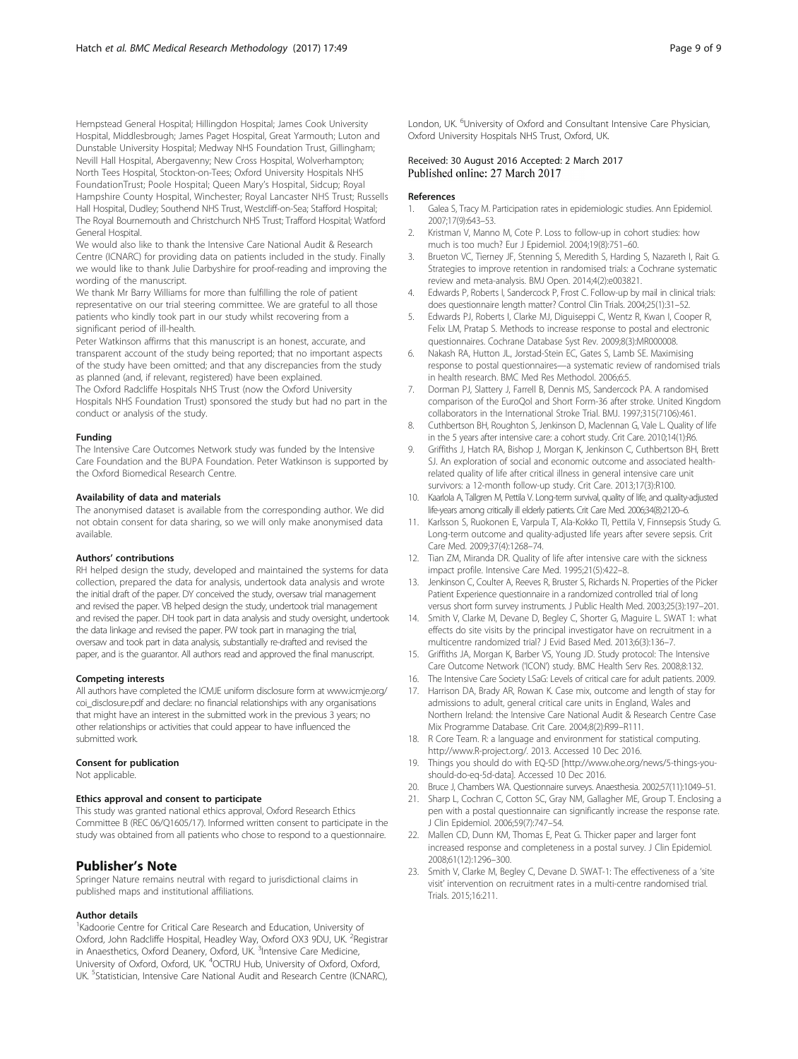Hempstead General Hospital; Hillingdon Hospital; James Cook University Hospital, Middlesbrough; James Paget Hospital, Great Yarmouth; Luton and Dunstable University Hospital; Medway NHS Foundation Trust, Gillingham; Nevill Hall Hospital, Abergavenny; New Cross Hospital, Wolverhampton; North Tees Hospital, Stockton-on-Tees; Oxford University Hospitals NHS FoundationTrust; Poole Hospital; Queen Mary's Hospital, Sidcup; Royal Hampshire County Hospital, Winchester; Royal Lancaster NHS Trust; Russells Hall Hospital, Dudley; Southend NHS Trust, Westcliff-on-Sea; Stafford Hospital; The Royal Bournemouth and Christchurch NHS Trust; Trafford Hospital; Watford General Hospital.

We would also like to thank the Intensive Care National Audit & Research Centre (ICNARC) for providing data on patients included in the study. Finally we would like to thank Julie Darbyshire for proof-reading and improving the wording of the manuscript.

We thank Mr Barry Williams for more than fulfilling the role of patient representative on our trial steering committee. We are grateful to all those patients who kindly took part in our study whilst recovering from a significant period of ill-health.

Peter Watkinson affirms that this manuscript is an honest, accurate, and transparent account of the study being reported; that no important aspects of the study have been omitted; and that any discrepancies from the study as planned (and, if relevant, registered) have been explained.

The Oxford Radcliffe Hospitals NHS Trust (now the Oxford University Hospitals NHS Foundation Trust) sponsored the study but had no part in the conduct or analysis of the study.

#### Funding

The Intensive Care Outcomes Network study was funded by the Intensive Care Foundation and the BUPA Foundation. Peter Watkinson is supported by the Oxford Biomedical Research Centre.

#### Availability of data and materials

The anonymised dataset is available from the corresponding author. We did not obtain consent for data sharing, so we will only make anonymised data available.

#### Authors' contributions

RH helped design the study, developed and maintained the systems for data collection, prepared the data for analysis, undertook data analysis and wrote the initial draft of the paper. DY conceived the study, oversaw trial management and revised the paper. VB helped design the study, undertook trial management and revised the paper. DH took part in data analysis and study oversight, undertook the data linkage and revised the paper. PW took part in managing the trial, oversaw and took part in data analysis, substantially re-drafted and revised the paper, and is the guarantor. All authors read and approved the final manuscript.

#### Competing interests

All authors have completed the ICMJE uniform disclosure form at www.icmje.org/coi_disclosure.pdf and declare: no financial relationships with any organisations that might have an interest in the submitted work in the previous 3 years; no other relationships or activities that could appear to have influenced the submitted work.

#### Consent for publication

Not applicable.

#### Ethics approval and consent to participate

This study was granted national ethics approval, Oxford Research Ethics Committee B (REC 06/Q1605/17). Informed written consent to participate in the study was obtained from all patients who chose to respond to a questionnaire.

## Publisher's Note

Springer Nature remains neutral with regard to jurisdictional claims in published maps and institutional affiliations.

#### Author details

[1]Kadoorie Centre for Critical Care Research and Education, University of Oxford, John Radcliffe Hospital, Headley Way, Oxford OX3 9DU, UK. [2]Registrar in Anaesthetics, Oxford Deanery, Oxford, UK. [3]Intensive Care Medicine, University of Oxford, Oxford, UK. [4]OCTRU Hub, University of Oxford, Oxford, UK. [5]Statistician, Intensive Care National Audit and Research Centre (ICNARC), London, UK. [6]University of Oxford and Consultant Intensive Care Physician, Oxford University Hospitals NHS Trust, Oxford, UK.

Received: 30 August 2016 Accepted: 2 March 2017
Published online: 27 March 2017

#### References

1. Galea S, Tracy M. Participation rates in epidemiologic studies. Ann Epidemiol. 2007;17(9):643–53.
2. Kristman V, Manno M, Cote P. Loss to follow-up in cohort studies: how much is too much? Eur J Epidemiol. 2004;19(8):751–60.
3. Brueton VC, Tierney JF, Stenning S, Meredith S, Harding S, Nazareth I, Rait G. Strategies to improve retention in randomised trials: a Cochrane systematic review and meta-analysis. BMJ Open. 2014;4(2):e003821.
4. Edwards P, Roberts I, Sandercock P, Frost C. Follow-up by mail in clinical trials: does questionnaire length matter? Control Clin Trials. 2004;25(1):31–52.
5. Edwards PJ, Roberts I, Clarke MJ, Diguiseppi C, Wentz R, Kwan I, Cooper R, Felix LM, Pratap S. Methods to increase response to postal and electronic questionnaires. Cochrane Database Syst Rev. 2009;8(3):MR000008.
6. Nakash RA, Hutton JL, Jorstad-Stein EC, Gates S, Lamb SE. Maximising response to postal questionnaires—a systematic review of randomised trials in health research. BMC Med Res Methodol. 2006;6:5.
7. Dorman PJ, Slattery J, Farrell B, Dennis MS, Sandercock PA. A randomised comparison of the EuroQol and Short Form-36 after stroke. United Kingdom collaborators in the International Stroke Trial. BMJ. 1997;315(7106):461.
8. Cuthbertson BH, Roughton S, Jenkinson D, Maclennan G, Vale L. Quality of life in the 5 years after intensive care: a cohort study. Crit Care. 2010;14(1):R6.
9. Griffiths J, Hatch RA, Bishop J, Morgan K, Jenkinson C, Cuthbertson BH, Brett SJ. An exploration of social and economic outcome and associated health-related quality of life after critical illness in general intensive care unit survivors: a 12-month follow-up study. Crit Care. 2013;17(3):R100.
10. Kaarlola A, Tallgren M, Pettila V. Long-term survival, quality of life, and quality-adjusted life-years among critically ill elderly patients. Crit Care Med. 2006;34(8):2120–6.
11. Karlsson S, Ruokonen E, Varpula T, Ala-Kokko TI, Pettila V, Finnsepsis Study G. Long-term outcome and quality-adjusted life years after severe sepsis. Crit Care Med. 2009;37(4):1268–74.
12. Tian ZM, Miranda DR. Quality of life after intensive care with the sickness impact profile. Intensive Care Med. 1995;21(5):422–8.
13. Jenkinson C, Coulter A, Reeves R, Bruster S, Richards N. Properties of the Picker Patient Experience questionnaire in a randomized controlled trial of long versus short form survey instruments. J Public Health Med. 2003;25(3):197–201.
14. Smith V, Clarke M, Devane D, Begley C, Shorter G, Maguire L. SWAT 1: what effects do site visits by the principal investigator have on recruitment in a multicentre randomized trial? J Evid Based Med. 2013;6(3):136–7.
15. Griffiths JA, Morgan K, Barber VS, Young JD. Study protocol: The Intensive Care Outcome Network ('ICON') study. BMC Health Serv Res. 2008;8:132.
16. The Intensive Care Society LSaG: Levels of critical care for adult patients. 2009.
17. Harrison DA, Brady AR, Rowan K. Case mix, outcome and length of stay for admissions to adult, general critical care units in England, Wales and Northern Ireland: the Intensive Care National Audit & Research Centre Case Mix Programme Database. Crit Care. 2004;8(2):R99–R111.
18. R Core Team. R: a language and environment for statistical computing. http://www.R-project.org/. 2013. Accessed 10 Dec 2016.
19. Things you should do with EQ-5D [http://www.ohe.org/news/5-things-you-should-do-eq-5d-data]. Accessed 10 Dec 2016.
20. Bruce J, Chambers WA. Questionnaire surveys. Anaesthesia. 2002;57(11):1049–51.
21. Sharp L, Cochran C, Cotton SC, Gray NM, Gallagher ME, Group T. Enclosing a pen with a postal questionnaire can significantly increase the response rate. J Clin Epidemiol. 2006;59(7):747–54.
22. Mallen CD, Dunn KM, Thomas E, Peat G. Thicker paper and larger font increased response and completeness in a postal survey. J Clin Epidemiol. 2008;61(12):1296–300.
23. Smith V, Clarke M, Begley C, Devane D. SWAT-1: The effectiveness of a 'site visit' intervention on recruitment rates in a multi-centre randomised trial. Trials. 2015;16:211.